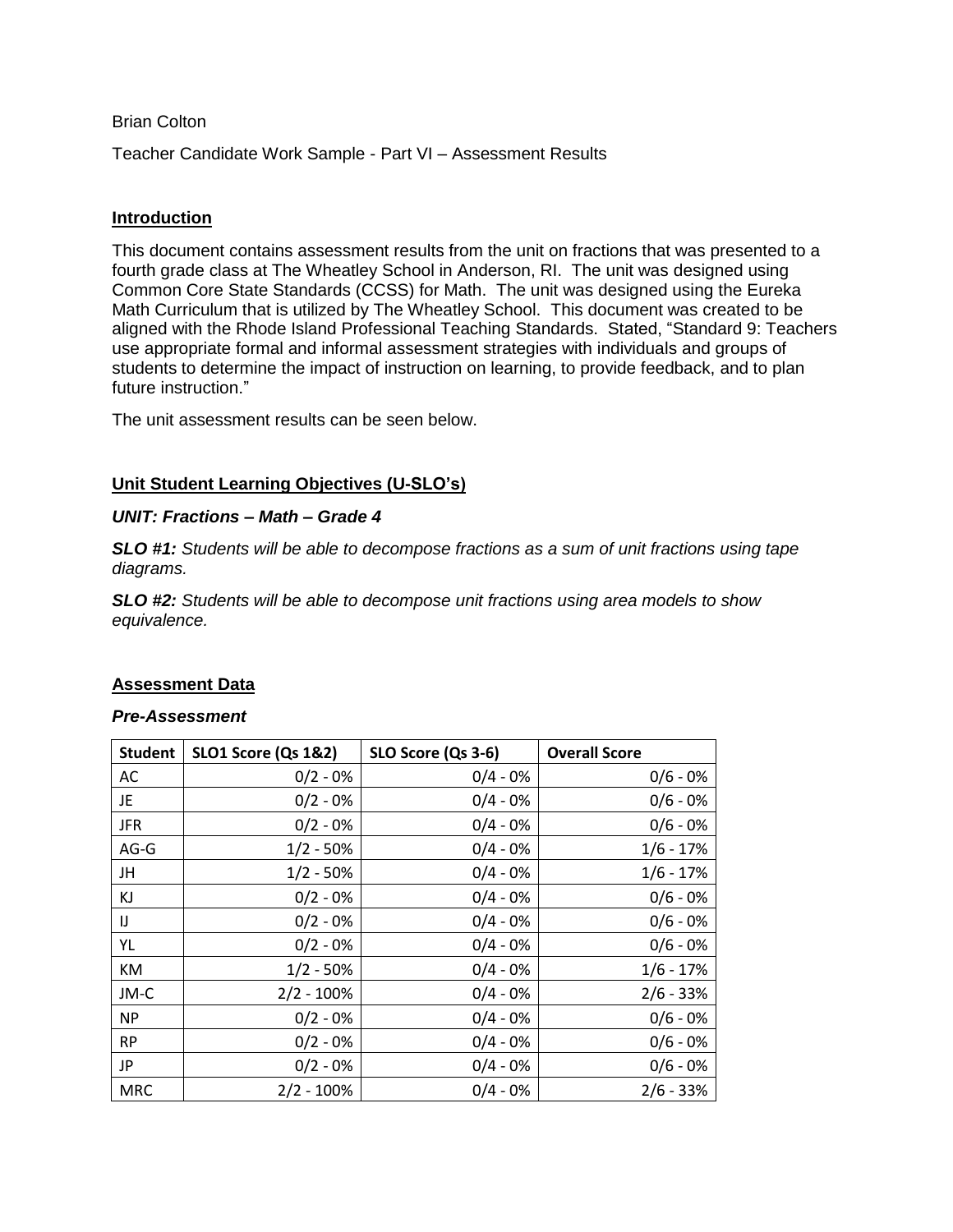Brian Colton

Teacher Candidate Work Sample - Part VI – Assessment Results

## Introduction

This document contains assessment results from the unit on fractions that was presented to a fourth grade class at The Wheatley School in Anderson, RI. The unit was designed using Common Core State Standards (CCSS) for Math. The unit was designed using the Eureka Math Curriculum that is utilized by The Wheatley School. This document was created to be aligned with the Rhode Island Professional Teaching Standards. Stated, "Standard 9: Teachers use appropriate formal and informal assessment strategies with individuals and groups of students to determine the impact of instruction on learning, to provide feedback, and to plan future instruction."

The unit assessment results can be seen below.

## Unit Student Learning Objectives (U-SLO's)

***UNIT: Fractions – Math – Grade 4***

***SLO #1:*** *Students will be able to decompose fractions as a sum of unit fractions using tape diagrams.*

***SLO #2:*** *Students will be able to decompose unit fractions using area models to show equivalence.*

## Assessment Data

***Pre-Assessment***

| Student | SLO1 Score (Qs 1&2) | SLO Score (Qs 3-6) | Overall Score |
|---|---|---|---|
| AC | 0/2 - 0% | 0/4 - 0% | 0/6 - 0% |
| JE | 0/2 - 0% | 0/4 - 0% | 0/6 - 0% |
| JFR | 0/2 - 0% | 0/4 - 0% | 0/6 - 0% |
| AG-G | 1/2 - 50% | 0/4 - 0% | 1/6 - 17% |
| JH | 1/2 - 50% | 0/4 - 0% | 1/6 - 17% |
| KJ | 0/2 - 0% | 0/4 - 0% | 0/6 - 0% |
| IJ | 0/2 - 0% | 0/4 - 0% | 0/6 - 0% |
| YL | 0/2 - 0% | 0/4 - 0% | 0/6 - 0% |
| KM | 1/2 - 50% | 0/4 - 0% | 1/6 - 17% |
| JM-C | 2/2 - 100% | 0/4 - 0% | 2/6 - 33% |
| NP | 0/2 - 0% | 0/4 - 0% | 0/6 - 0% |
| RP | 0/2 - 0% | 0/4 - 0% | 0/6 - 0% |
| JP | 0/2 - 0% | 0/4 - 0% | 0/6 - 0% |
| MRC | 2/2 - 100% | 0/4 - 0% | 2/6 - 33% |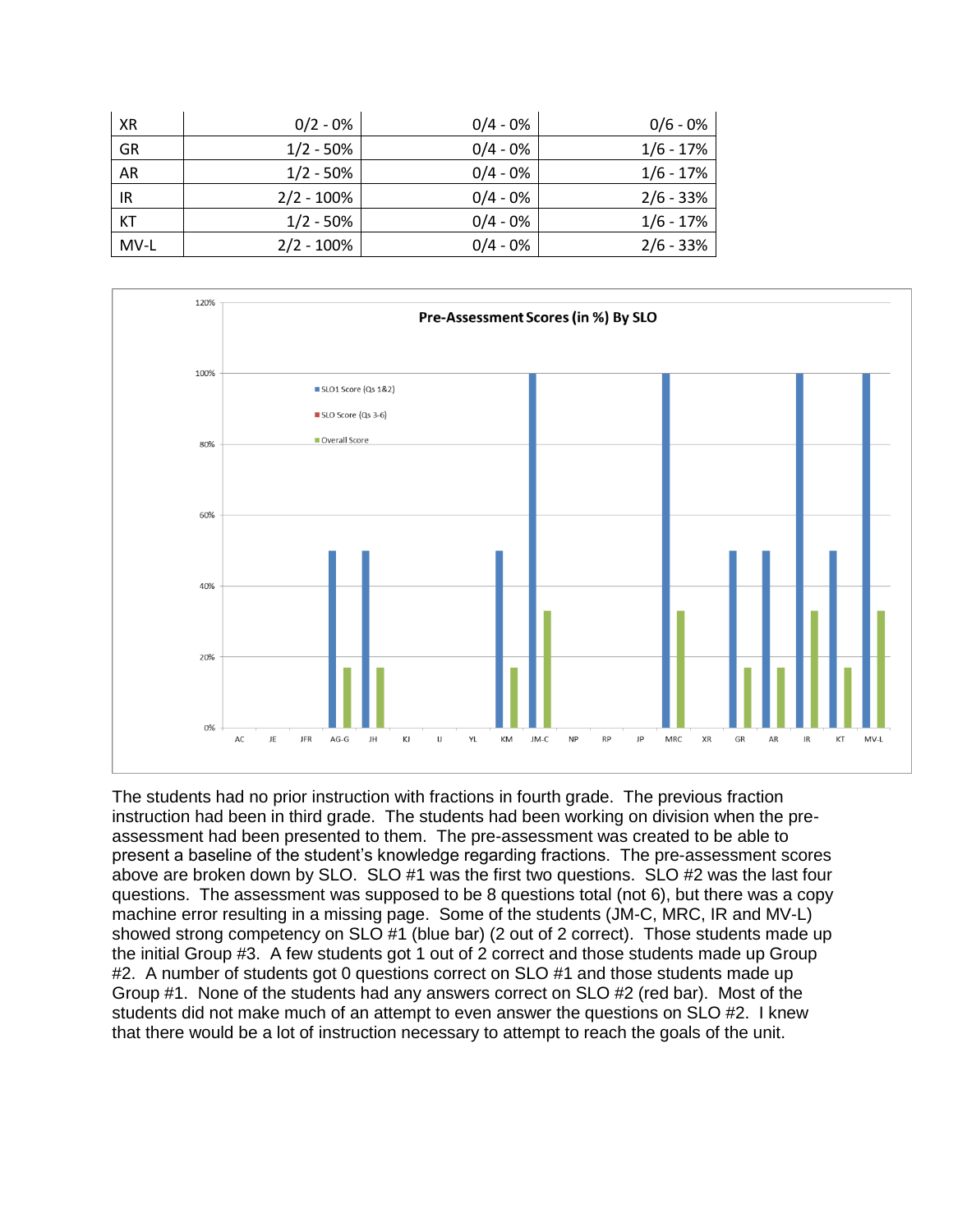| XR | 0/2 - 0% | 0/4 - 0% | 0/6 - 0% |
|---|---|---|---|
| GR | 1/2 - 50% | 0/4 - 0% | 1/6 - 17% |
| AR | 1/2 - 50% | 0/4 - 0% | 1/6 - 17% |
| IR | 2/2 - 100% | 0/4 - 0% | 2/6 - 33% |
| KT | 1/2 - 50% | 0/4 - 0% | 1/6 - 17% |
| MV-L | 2/2 - 100% | 0/4 - 0% | 2/6 - 33% |

The students had no prior instruction with fractions in fourth grade. The previous fraction instruction had been in third grade. The students had been working on division when the pre-assessment had been presented to them. The pre-assessment was created to be able to present a baseline of the student's knowledge regarding fractions. The pre-assessment scores above are broken down by SLO. SLO #1 was the first two questions. SLO #2 was the last four questions. The assessment was supposed to be 8 questions total (not 6), but there was a copy machine error resulting in a missing page. Some of the students (JM-C, MRC, IR and MV-L) showed strong competency on SLO #1 (blue bar) (2 out of 2 correct). Those students made up the initial Group #3. A few students got 1 out of 2 correct and those students made up Group #2. A number of students got 0 questions correct on SLO #1 and those students made up Group #1. None of the students had any answers correct on SLO #2 (red bar). Most of the students did not make much of an attempt to even answer the questions on SLO #2. I knew that there would be a lot of instruction necessary to attempt to reach the goals of the unit.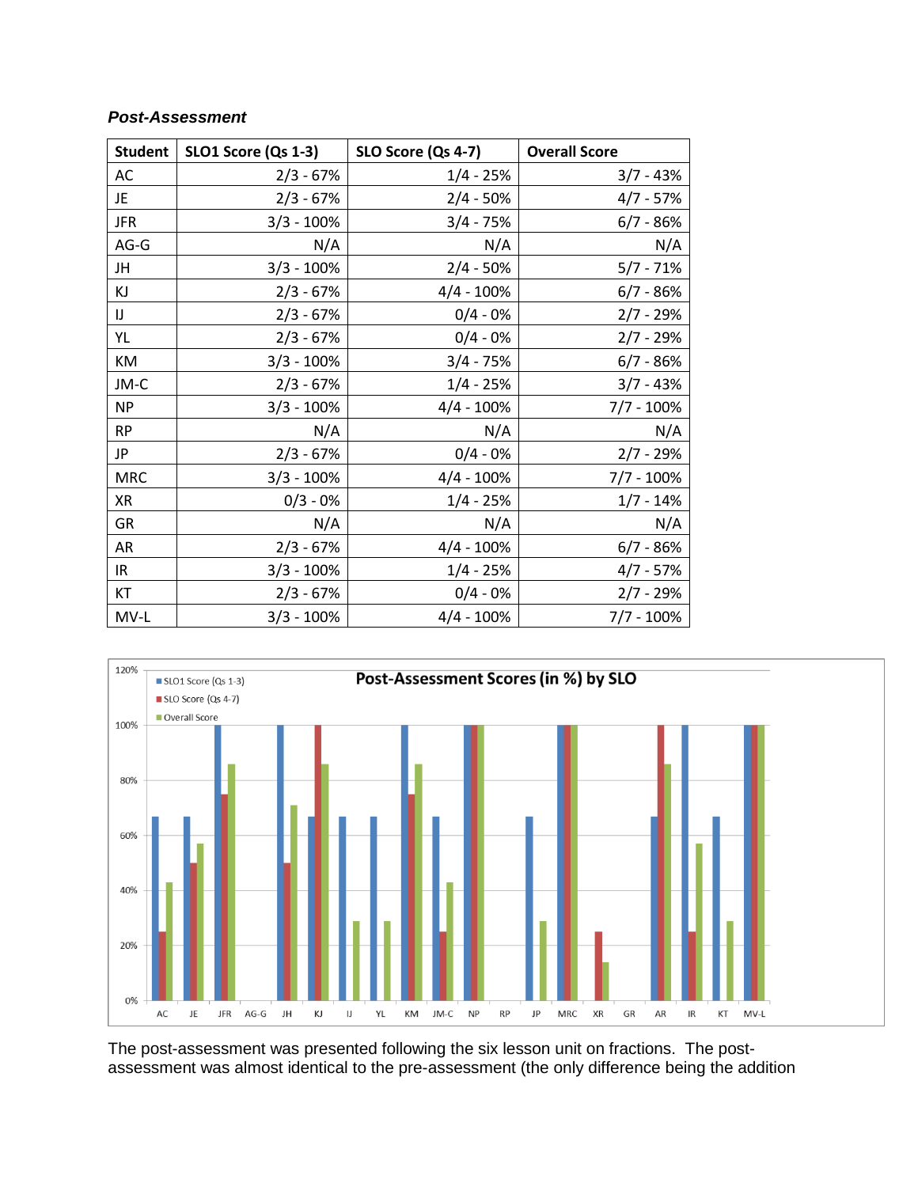***Post-Assessment***

| Student | SLO1 Score (Qs 1-3) | SLO Score (Qs 4-7) | Overall Score |
|---|---|---|---|
| AC | 2/3 - 67% | 1/4 - 25% | 3/7 - 43% |
| JE | 2/3 - 67% | 2/4 - 50% | 4/7 - 57% |
| JFR | 3/3 - 100% | 3/4 - 75% | 6/7 - 86% |
| AG-G | N/A | N/A | N/A |
| JH | 3/3 - 100% | 2/4 - 50% | 5/7 - 71% |
| KJ | 2/3 - 67% | 4/4 - 100% | 6/7 - 86% |
| IJ | 2/3 - 67% | 0/4 - 0% | 2/7 - 29% |
| YL | 2/3 - 67% | 0/4 - 0% | 2/7 - 29% |
| KM | 3/3 - 100% | 3/4 - 75% | 6/7 - 86% |
| JM-C | 2/3 - 67% | 1/4 - 25% | 3/7 - 43% |
| NP | 3/3 - 100% | 4/4 - 100% | 7/7 - 100% |
| RP | N/A | N/A | N/A |
| JP | 2/3 - 67% | 0/4 - 0% | 2/7 - 29% |
| MRC | 3/3 - 100% | 4/4 - 100% | 7/7 - 100% |
| XR | 0/3 - 0% | 1/4 - 25% | 1/7 - 14% |
| GR | N/A | N/A | N/A |
| AR | 2/3 - 67% | 4/4 - 100% | 6/7 - 86% |
| IR | 3/3 - 100% | 1/4 - 25% | 4/7 - 57% |
| KT | 2/3 - 67% | 0/4 - 0% | 2/7 - 29% |
| MV-L | 3/3 - 100% | 4/4 - 100% | 7/7 - 100% |

**Post-Assessment Scores (in %) by SLO**

The post-assessment was presented following the six lesson unit on fractions. The post-assessment was almost identical to the pre-assessment (the only difference being the addition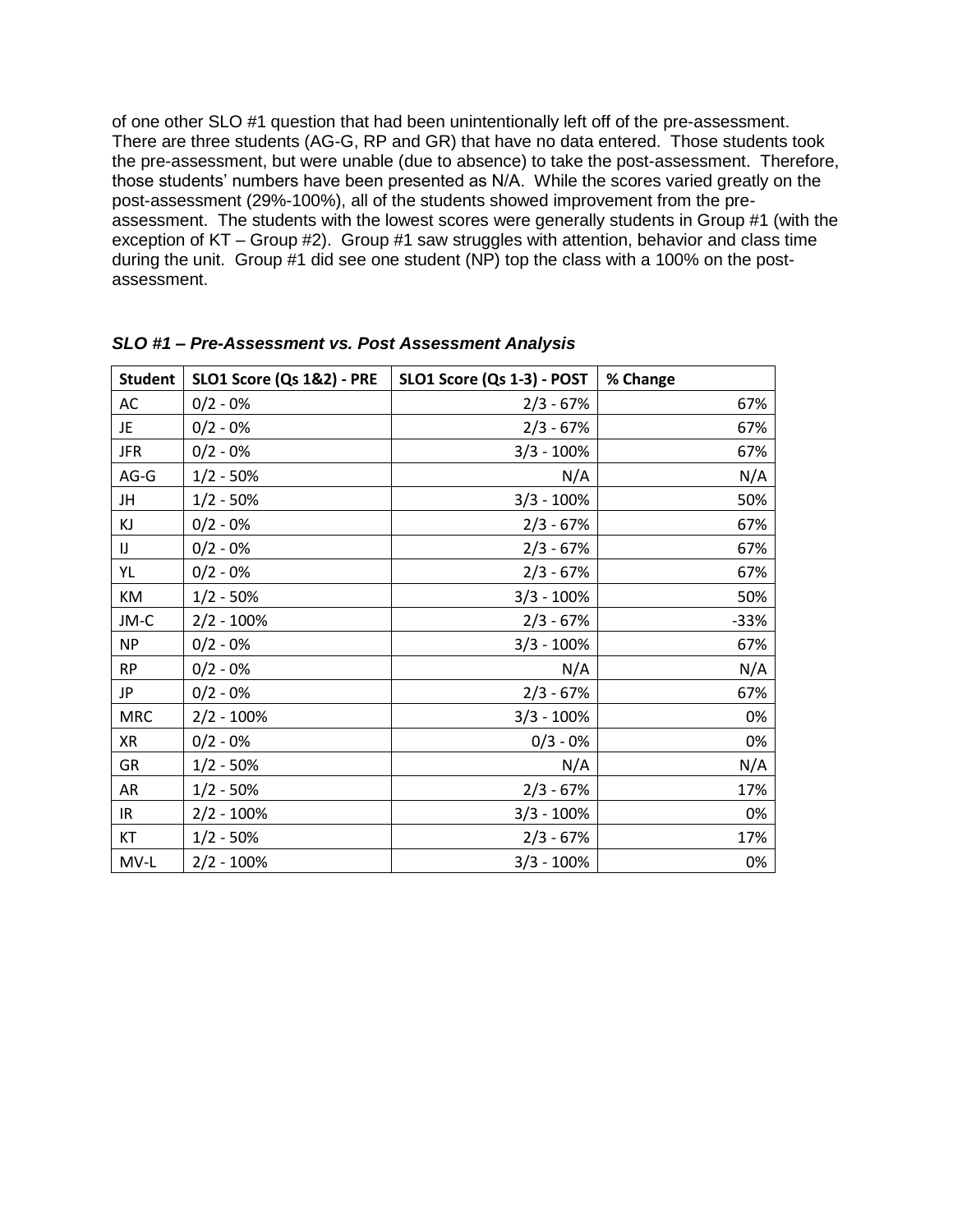of one other SLO #1 question that had been unintentionally left off of the pre-assessment. There are three students (AG-G, RP and GR) that have no data entered. Those students took the pre-assessment, but were unable (due to absence) to take the post-assessment. Therefore, those students' numbers have been presented as N/A. While the scores varied greatly on the post-assessment (29%-100%), all of the students showed improvement from the pre-assessment. The students with the lowest scores were generally students in Group #1 (with the exception of KT – Group #2). Group #1 saw struggles with attention, behavior and class time during the unit. Group #1 did see one student (NP) top the class with a 100% on the post-assessment.

***SLO #1 – Pre-Assessment vs. Post Assessment Analysis***

| Student | SLO1 Score (Qs 1&2) - PRE | SLO1 Score (Qs 1-3) - POST | % Change |
|---|---|---|---|
| AC | 0/2 - 0% | 2/3 - 67% | 67% |
| JE | 0/2 - 0% | 2/3 - 67% | 67% |
| JFR | 0/2 - 0% | 3/3 - 100% | 67% |
| AG-G | 1/2 - 50% | N/A | N/A |
| JH | 1/2 - 50% | 3/3 - 100% | 50% |
| KJ | 0/2 - 0% | 2/3 - 67% | 67% |
| IJ | 0/2 - 0% | 2/3 - 67% | 67% |
| YL | 0/2 - 0% | 2/3 - 67% | 67% |
| KM | 1/2 - 50% | 3/3 - 100% | 50% |
| JM-C | 2/2 - 100% | 2/3 - 67% | -33% |
| NP | 0/2 - 0% | 3/3 - 100% | 67% |
| RP | 0/2 - 0% | N/A | N/A |
| JP | 0/2 - 0% | 2/3 - 67% | 67% |
| MRC | 2/2 - 100% | 3/3 - 100% | 0% |
| XR | 0/2 - 0% | 0/3 - 0% | 0% |
| GR | 1/2 - 50% | N/A | N/A |
| AR | 1/2 - 50% | 2/3 - 67% | 17% |
| IR | 2/2 - 100% | 3/3 - 100% | 0% |
| KT | 1/2 - 50% | 2/3 - 67% | 17% |
| MV-L | 2/2 - 100% | 3/3 - 100% | 0% |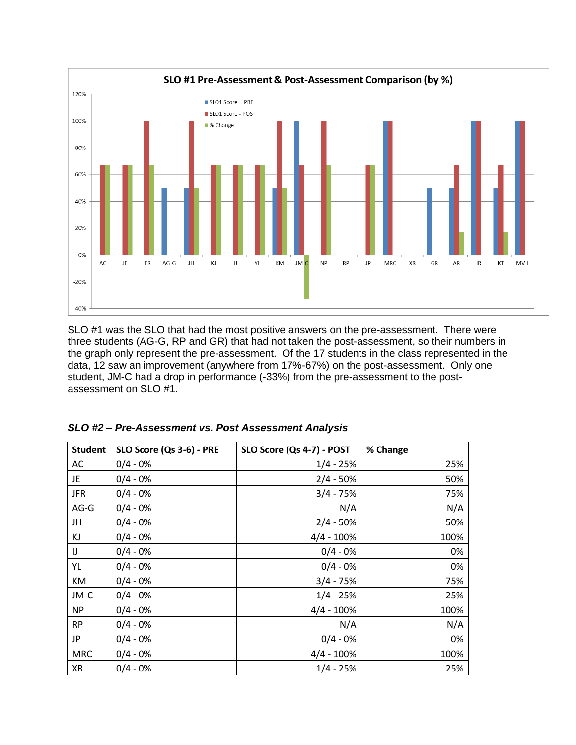**SLO #1 Pre-Assessment & Post-Assessment Comparison (by %)**

SLO #1 was the SLO that had the most positive answers on the pre-assessment. There were three students (AG-G, RP and GR) that had not taken the post-assessment, so their numbers in the graph only represent the pre-assessment. Of the 17 students in the class represented in the data, 12 saw an improvement (anywhere from 17%-67%) on the post-assessment. Only one student, JM-C had a drop in performance (-33%) from the pre-assessment to the post-assessment on SLO #1.

### *SLO #2 – Pre-Assessment vs. Post Assessment Analysis*

| Student | SLO Score (Qs 3-6) - PRE | SLO Score (Qs 4-7) - POST | % Change |
|---|---|---|---|
| AC | 0/4 - 0% | 1/4 - 25% | 25% |
| JE | 0/4 - 0% | 2/4 - 50% | 50% |
| JFR | 0/4 - 0% | 3/4 - 75% | 75% |
| AG-G | 0/4 - 0% | N/A | N/A |
| JH | 0/4 - 0% | 2/4 - 50% | 50% |
| KJ | 0/4 - 0% | 4/4 - 100% | 100% |
| IJ | 0/4 - 0% | 0/4 - 0% | 0% |
| YL | 0/4 - 0% | 0/4 - 0% | 0% |
| KM | 0/4 - 0% | 3/4 - 75% | 75% |
| JM-C | 0/4 - 0% | 1/4 - 25% | 25% |
| NP | 0/4 - 0% | 4/4 - 100% | 100% |
| RP | 0/4 - 0% | N/A | N/A |
| JP | 0/4 - 0% | 0/4 - 0% | 0% |
| MRC | 0/4 - 0% | 4/4 - 100% | 100% |
| XR | 0/4 - 0% | 1/4 - 25% | 25% |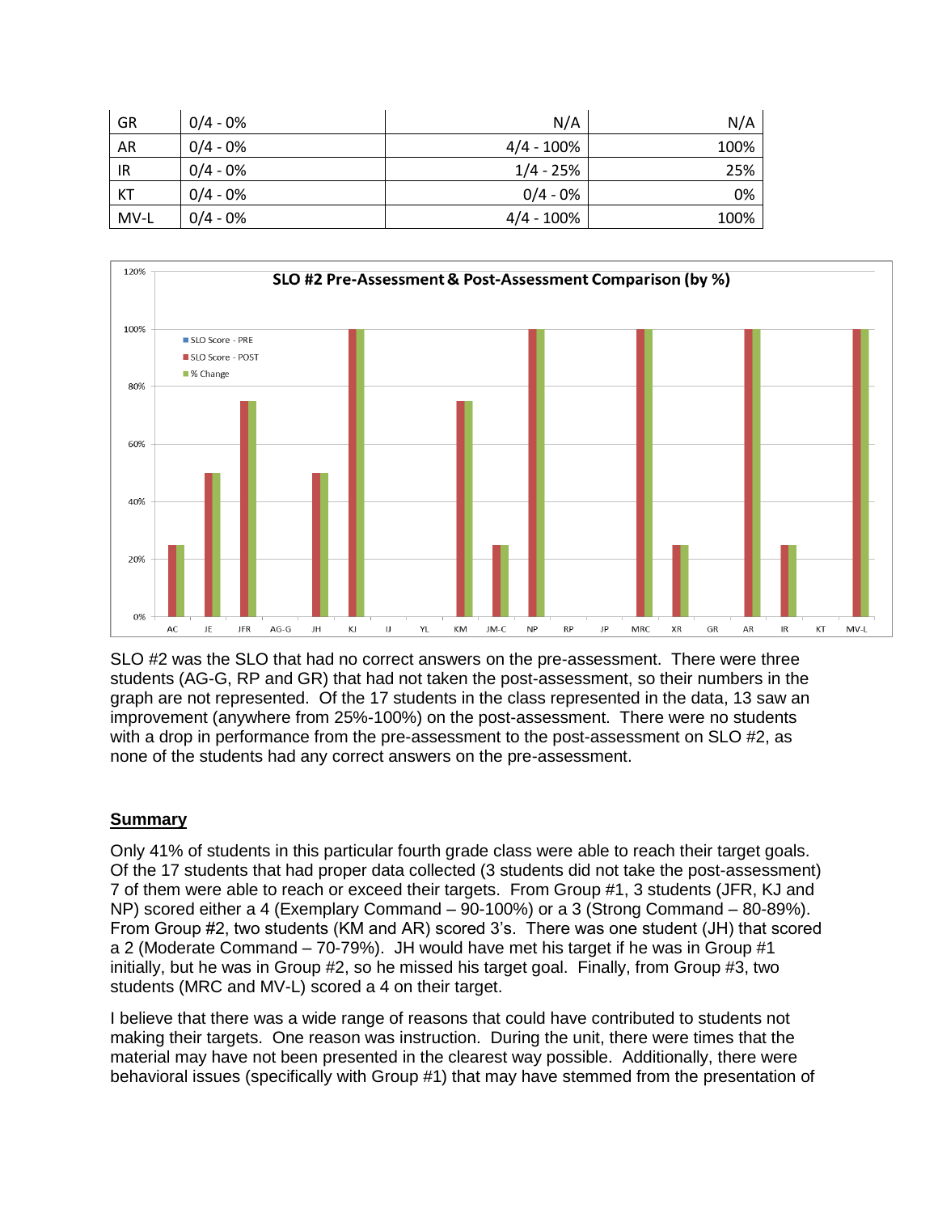| GR | 0/4 - 0% | N/A | N/A |
| --- | --- | --- | --- |
| AR | 0/4 - 0% | 4/4 - 100% | 100% |
| IR | 0/4 - 0% | 1/4 - 25% | 25% |
| KT | 0/4 - 0% | 0/4 - 0% | 0% |
| MV-L | 0/4 - 0% | 4/4 - 100% | 100% |

SLO #2 Pre-Assessment & Post-Assessment Comparison (by %)

| Student | SLO Score - PRE | SLO Score - POST | % Change |
| --- | --- | --- | --- |
| AC | 0% | 25% | 25% |
| JE | 0% | 50% | 50% |
| JFR | 0% | 75% | 75% |
| AG-G | 0% | 0% | 0% |
| JH | 0% | 50% | 50% |
| KJ | 0% | 100% | 100% |
| IJ | 0% | 0% | 0% |
| YL | 0% | 0% | 0% |
| KM | 0% | 75% | 75% |
| JM-C | 0% | 25% | 25% |
| NP | 0% | 100% | 100% |
| RP | 0% | 0% | 0% |
| JP | 0% | 0% | 0% |
| MRC | 0% | 100% | 100% |
| XR | 0% | 25% | 25% |
| GR | 0% | 0% | 0% |
| AR | 0% | 100% | 100% |
| IR | 0% | 25% | 25% |
| KT | 0% | 0% | 0% |
| MV-L | 0% | 100% | 100% |

SLO #2 was the SLO that had no correct answers on the pre-assessment. There were three students (AG-G, RP and GR) that had not taken the post-assessment, so their numbers in the graph are not represented. Of the 17 students in the class represented in the data, 13 saw an improvement (anywhere from 25%-100%) on the post-assessment. There were no students with a drop in performance from the pre-assessment to the post-assessment on SLO #2, as none of the students had any correct answers on the pre-assessment.

## Summary

Only 41% of students in this particular fourth grade class were able to reach their target goals. Of the 17 students that had proper data collected (3 students did not take the post-assessment) 7 of them were able to reach or exceed their targets. From Group #1, 3 students (JFR, KJ and NP) scored either a 4 (Exemplary Command – 90-100%) or a 3 (Strong Command – 80-89%). From Group #2, two students (KM and AR) scored 3's. There was one student (JH) that scored a 2 (Moderate Command – 70-79%). JH would have met his target if he was in Group #1 initially, but he was in Group #2, so he missed his target goal. Finally, from Group #3, two students (MRC and MV-L) scored a 4 on their target.

I believe that there was a wide range of reasons that could have contributed to students not making their targets. One reason was instruction. During the unit, there were times that the material may have not been presented in the clearest way possible. Additionally, there were behavioral issues (specifically with Group #1) that may have stemmed from the presentation of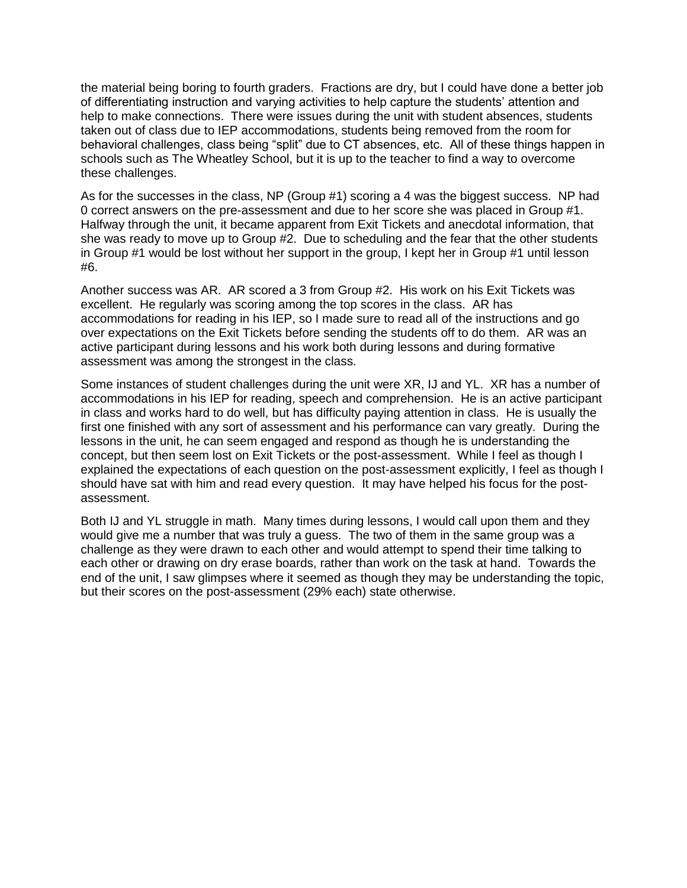the material being boring to fourth graders. Fractions are dry, but I could have done a better job of differentiating instruction and varying activities to help capture the students' attention and help to make connections. There were issues during the unit with student absences, students taken out of class due to IEP accommodations, students being removed from the room for behavioral challenges, class being "split" due to CT absences, etc. All of these things happen in schools such as The Wheatley School, but it is up to the teacher to find a way to overcome these challenges.

As for the successes in the class, NP (Group #1) scoring a 4 was the biggest success. NP had 0 correct answers on the pre-assessment and due to her score she was placed in Group #1. Halfway through the unit, it became apparent from Exit Tickets and anecdotal information, that she was ready to move up to Group #2. Due to scheduling and the fear that the other students in Group #1 would be lost without her support in the group, I kept her in Group #1 until lesson #6.

Another success was AR. AR scored a 3 from Group #2. His work on his Exit Tickets was excellent. He regularly was scoring among the top scores in the class. AR has accommodations for reading in his IEP, so I made sure to read all of the instructions and go over expectations on the Exit Tickets before sending the students off to do them. AR was an active participant during lessons and his work both during lessons and during formative assessment was among the strongest in the class.

Some instances of student challenges during the unit were XR, IJ and YL. XR has a number of accommodations in his IEP for reading, speech and comprehension. He is an active participant in class and works hard to do well, but has difficulty paying attention in class. He is usually the first one finished with any sort of assessment and his performance can vary greatly. During the lessons in the unit, he can seem engaged and respond as though he is understanding the concept, but then seem lost on Exit Tickets or the post-assessment. While I feel as though I explained the expectations of each question on the post-assessment explicitly, I feel as though I should have sat with him and read every question. It may have helped his focus for the post-assessment.

Both IJ and YL struggle in math. Many times during lessons, I would call upon them and they would give me a number that was truly a guess. The two of them in the same group was a challenge as they were drawn to each other and would attempt to spend their time talking to each other or drawing on dry erase boards, rather than work on the task at hand. Towards the end of the unit, I saw glimpses where it seemed as though they may be understanding the topic, but their scores on the post-assessment (29% each) state otherwise.